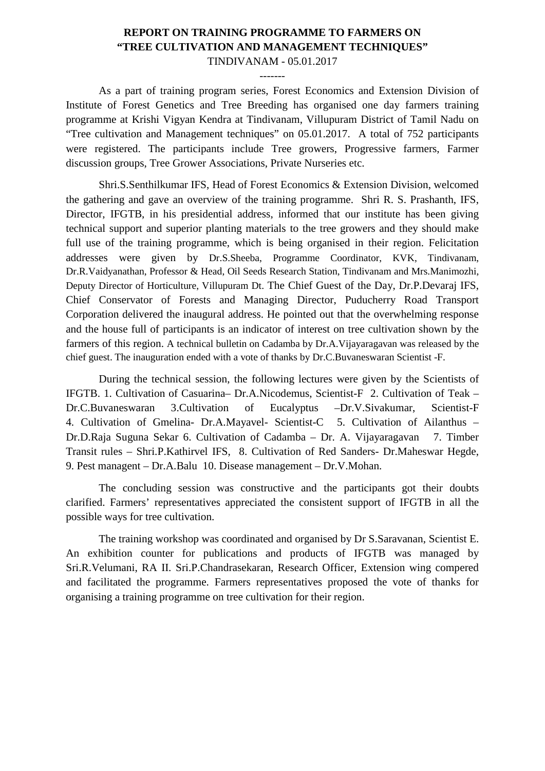# REPORT ON TRAINING PROGRAMME TO FARMERS ON "TREE CULTIVATION AND MANAGEMENT TECHNIQUES"

TINDIVANAM - 05.01.2017

-------

As a part of training program series, Forest Economics and Extension Division of Institute of Forest Genetics and Tree Breeding has organised one day farmers training programme at Krishi Vigyan Kendra at Tindivanam, Villupuram District of Tamil Nadu on "Tree cultivation and Management techniques" on 05.01.2017. A total of 752 participants were registered. The participants include Tree growers, Progressive farmers, Farmer discussion groups, Tree Grower Associations, Private Nurseries etc.

Shri.S.Senthilkumar IFS, Head of Forest Economics & Extension Division, welcomed the gathering and gave an overview of the training programme. Shri R. S. Prashanth, IFS, Director, IFGTB, in his presidential address, informed that our institute has been giving technical support and superior planting materials to the tree growers and they should make full use of the training programme, which is being organised in their region. Felicitation addresses were given by Dr.S.Sheeba, Programme Coordinator, KVK, Tindivanam, Dr.R.Vaidyanathan, Professor & Head, Oil Seeds Research Station, Tindivanam and Mrs.Manimozhi, Deputy Director of Horticulture, Villupuram Dt. The Chief Guest of the Day, Dr.P.Devaraj IFS, Chief Conservator of Forests and Managing Director, Puducherry Road Transport Corporation delivered the inaugural address. He pointed out that the overwhelming response and the house full of participants is an indicator of interest on tree cultivation shown by the farmers of this region. A technical bulletin on Cadamba by Dr.A.Vijayaragavan was released by the chief guest. The inauguration ended with a vote of thanks by Dr.C.Buvaneswaran Scientist -F.

During the technical session, the following lectures were given by the Scientists of IFGTB. 1. Cultivation of Casuarina– Dr.A.Nicodemus, Scientist-F 2. Cultivation of Teak – Dr.C.Buvaneswaran 3.Cultivation of Eucalyptus –Dr.V.Sivakumar, Scientist-F 4. Cultivation of Gmelina- Dr.A.Mayavel- Scientist-C 5. Cultivation of Ailanthus – Dr.D.Raja Suguna Sekar 6. Cultivation of Cadamba – Dr. A. Vijayaragavan 7. Timber Transit rules – Shri.P.Kathirvel IFS, 8. Cultivation of Red Sanders- Dr.Maheswar Hegde, 9. Pest managent – Dr.A.Balu 10. Disease management – Dr.V.Mohan.

The concluding session was constructive and the participants got their doubts clarified. Farmers' representatives appreciated the consistent support of IFGTB in all the possible ways for tree cultivation.

The training workshop was coordinated and organised by Dr S.Saravanan, Scientist E. An exhibition counter for publications and products of IFGTB was managed by Sri.R.Velumani, RA II. Sri.P.Chandrasekaran, Research Officer, Extension wing compered and facilitated the programme. Farmers representatives proposed the vote of thanks for organising a training programme on tree cultivation for their region.